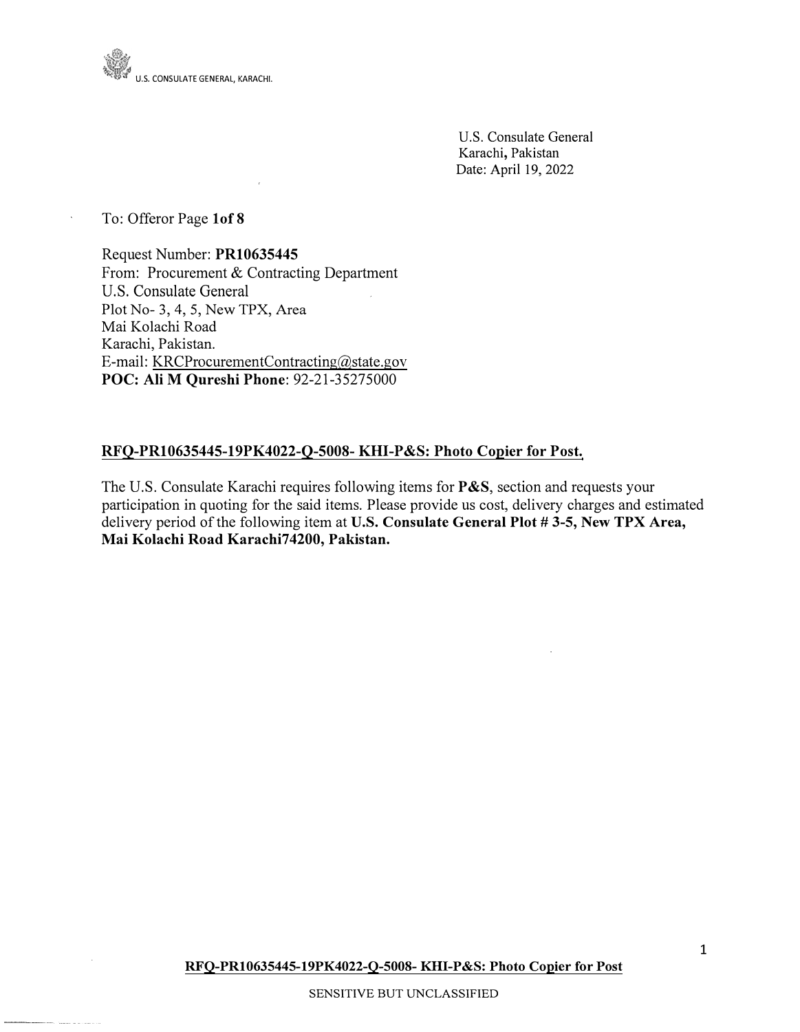U.S. CONSULATE GENERAL, KARACHI.

U.S. Consulate General
Karachi, Pakistan
Date: April 19, 2022

To: Offeror Page **1of 8**

Request Number: **PR10635445**
From: Procurement & Contracting Department
U.S. Consulate General
Plot No- 3, 4, 5, New TPX, Area
Mai Kolachi Road
Karachi, Pakistan.
E-mail: KRCProcurementContracting@state.gov
**POC: Ali M Qureshi Phone**: 92-21-35275000

## RFQ-PR10635445-19PK4022-Q-5008- KHI-P&S: Photo Copier for Post.

The U.S. Consulate Karachi requires following items for **P&S**, section and requests your participation in quoting for the said items. Please provide us cost, delivery charges and estimated delivery period of the following item at **U.S. Consulate General Plot # 3-5, New TPX Area, Mai Kolachi Road Karachi74200, Pakistan.**

SENSITIVE BUT UNCLASSIFIED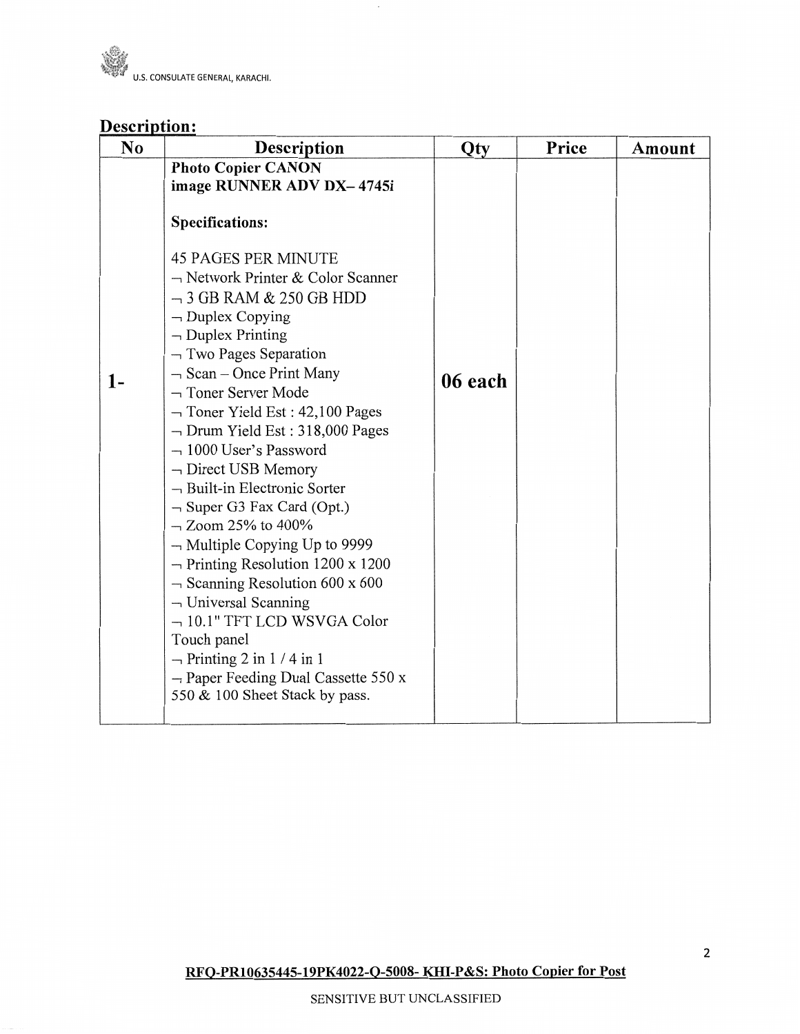## Description:

| No | Description | Qty | Price | Amount |
|---|---|---|---|---|
| 1- | **Photo Copier CANON image RUNNER ADV DX– 4745i**<br><br>**Specifications:**<br><br>45 PAGES PER MINUTE<br>¬ Network Printer & Color Scanner<br>¬ 3 GB RAM & 250 GB HDD<br>¬ Duplex Copying<br>¬ Duplex Printing<br>¬ Two Pages Separation<br>¬ Scan – Once Print Many<br>¬ Toner Server Mode<br>¬ Toner Yield Est : 42,100 Pages<br>¬ Drum Yield Est : 318,000 Pages<br>¬ 1000 User's Password<br>¬ Direct USB Memory<br>¬ Built-in Electronic Sorter<br>¬ Super G3 Fax Card (Opt.)<br>¬ Zoom 25% to 400%<br>¬ Multiple Copying Up to 9999<br>¬ Printing Resolution 1200 x 1200<br>¬ Scanning Resolution 600 x 600<br>¬ Universal Scanning<br>¬ 10.1" TFT LCD WSVGA Color Touch panel<br>¬ Printing 2 in 1 / 4 in 1<br>¬ Paper Feeding Dual Cassette 550 x 550 & 100 Sheet Stack by pass. | **06 each** | | |

**RFQ-PR10635445-19PK4022-Q-5008- KHI-P&S: Photo Copier for Post**

SENSITIVE BUT UNCLASSIFIED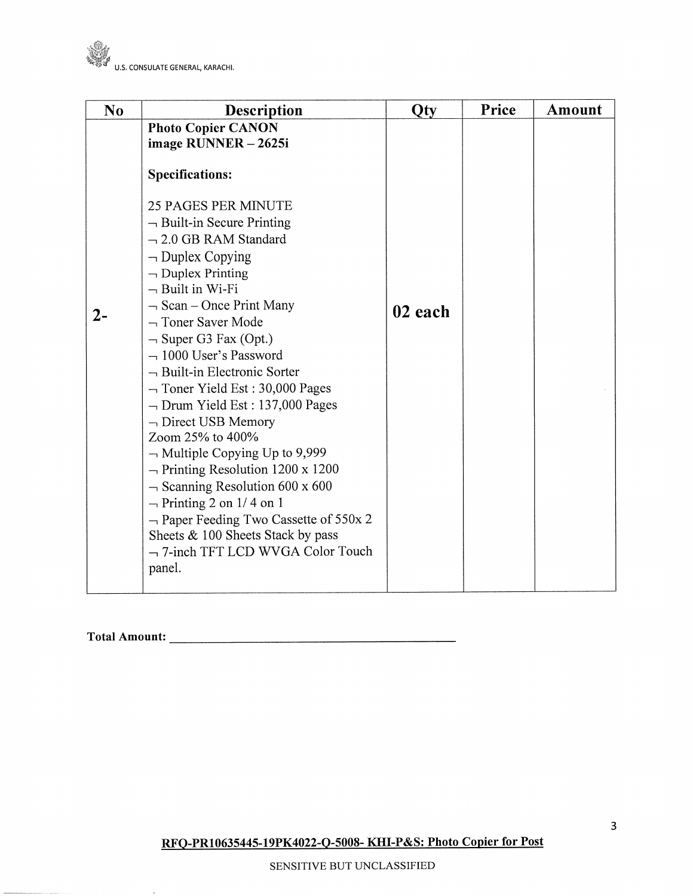| No | Description | Qty | Price | Amount |
|---|---|---|---|---|
| 2- | **Photo Copier CANON image RUNNER – 2625i**<br><br>**Specifications:**<br><br>25 PAGES PER MINUTE<br>¬ Built-in Secure Printing<br>¬ 2.0 GB RAM Standard<br>¬ Duplex Copying<br>¬ Duplex Printing<br>¬ Built in Wi-Fi<br>¬ Scan – Once Print Many<br>¬ Toner Saver Mode<br>¬ Super G3 Fax (Opt.)<br>¬ 1000 User's Password<br>¬ Built-in Electronic Sorter<br>¬ Toner Yield Est : 30,000 Pages<br>¬ Drum Yield Est : 137,000 Pages<br>¬ Direct USB Memory<br>Zoom 25% to 400%<br>¬ Multiple Copying Up to 9,999<br>¬ Printing Resolution 1200 x 1200<br>¬ Scanning Resolution 600 x 600<br>¬ Printing 2 on 1/ 4 on 1<br>¬ Paper Feeding Two Cassette of 550x 2 Sheets & 100 Sheets Stack by pass<br>¬ 7-inch TFT LCD WVGA Color Touch panel. | **02 each** | | |

**Total Amount:** ________________________________________

**RFQ-PR10635445-19PK4022-Q-5008- KHI-P&S: Photo Copier for Post**

SENSITIVE BUT UNCLASSIFIED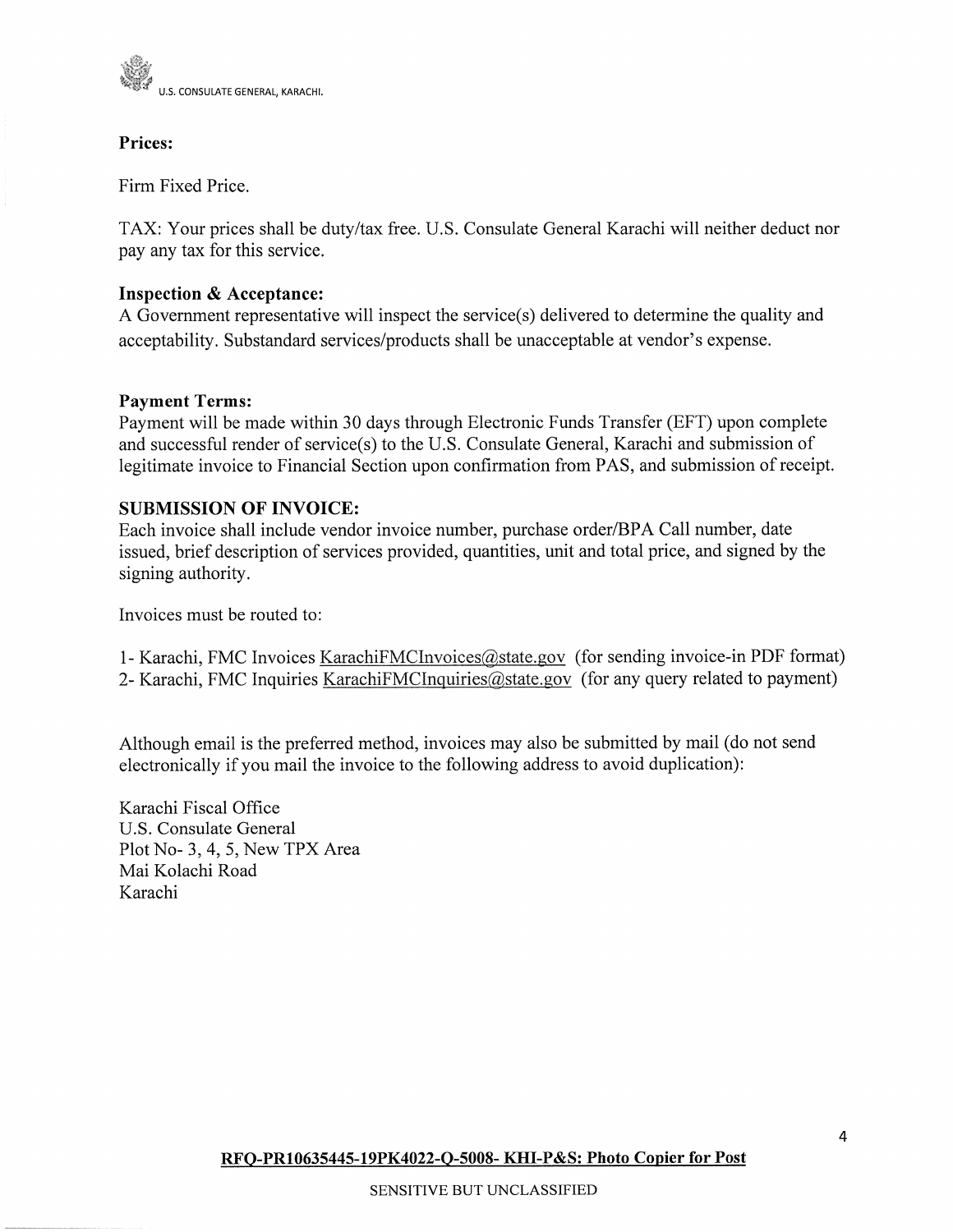**Prices:**

Firm Fixed Price.

TAX: Your prices shall be duty/tax free. U.S. Consulate General Karachi will neither deduct nor pay any tax for this service.

**Inspection & Acceptance:**
A Government representative will inspect the service(s) delivered to determine the quality and acceptability. Substandard services/products shall be unacceptable at vendor's expense.

**Payment Terms:**
Payment will be made within 30 days through Electronic Funds Transfer (EFT) upon complete and successful render of service(s) to the U.S. Consulate General, Karachi and submission of legitimate invoice to Financial Section upon confirmation from PAS, and submission of receipt.

**SUBMISSION OF INVOICE:**
Each invoice shall include vendor invoice number, purchase order/BPA Call number, date issued, brief description of services provided, quantities, unit and total price, and signed by the signing authority.

Invoices must be routed to:

1- Karachi, FMC Invoices KarachiFMCInvoices@state.gov (for sending invoice-in PDF format)
2- Karachi, FMC Inquiries KarachiFMCInquiries@state.gov (for any query related to payment)

Although email is the preferred method, invoices may also be submitted by mail (do not send electronically if you mail the invoice to the following address to avoid duplication):

Karachi Fiscal Office
U.S. Consulate General
Plot No- 3, 4, 5, New TPX Area
Mai Kolachi Road
Karachi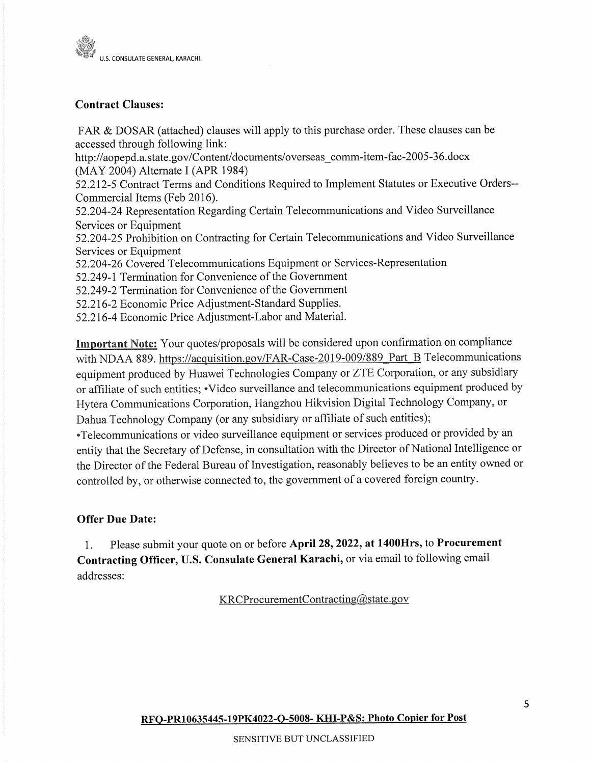**Contract Clauses:**

FAR & DOSAR (attached) clauses will apply to this purchase order. These clauses can be accessed through following link:
http://aopepd.a.state.gov/Content/documents/overseas_comm-item-fac-2005-36.docx
(MAY 2004) Alternate I (APR 1984)
52.212-5 Contract Terms and Conditions Required to Implement Statutes or Executive Orders--Commercial Items (Feb 2016).
52.204-24 Representation Regarding Certain Telecommunications and Video Surveillance Services or Equipment
52.204-25 Prohibition on Contracting for Certain Telecommunications and Video Surveillance Services or Equipment
52.204-26 Covered Telecommunications Equipment or Services-Representation
52.249-1 Termination for Convenience of the Government
52.249-2 Termination for Convenience of the Government
52.216-2 Economic Price Adjustment-Standard Supplies.
52.216-4 Economic Price Adjustment-Labor and Material.

**Important Note:** Your quotes/proposals will be considered upon confirmation on compliance with NDAA 889. https://acquisition.gov/FAR-Case-2019-009/889_Part_B Telecommunications equipment produced by Huawei Technologies Company or ZTE Corporation, or any subsidiary or affiliate of such entities; •Video surveillance and telecommunications equipment produced by Hytera Communications Corporation, Hangzhou Hikvision Digital Technology Company, or Dahua Technology Company (or any subsidiary or affiliate of such entities);
•Telecommunications or video surveillance equipment or services produced or provided by an entity that the Secretary of Defense, in consultation with the Director of National Intelligence or the Director of the Federal Bureau of Investigation, reasonably believes to be an entity owned or controlled by, or otherwise connected to, the government of a covered foreign country.

**Offer Due Date:**

1. Please submit your quote on or before **April 28, 2022, at 1400Hrs,** to **Procurement Contracting Officer, U.S. Consulate General Karachi,** or via email to following email addresses:

KRCProcurementContracting@state.gov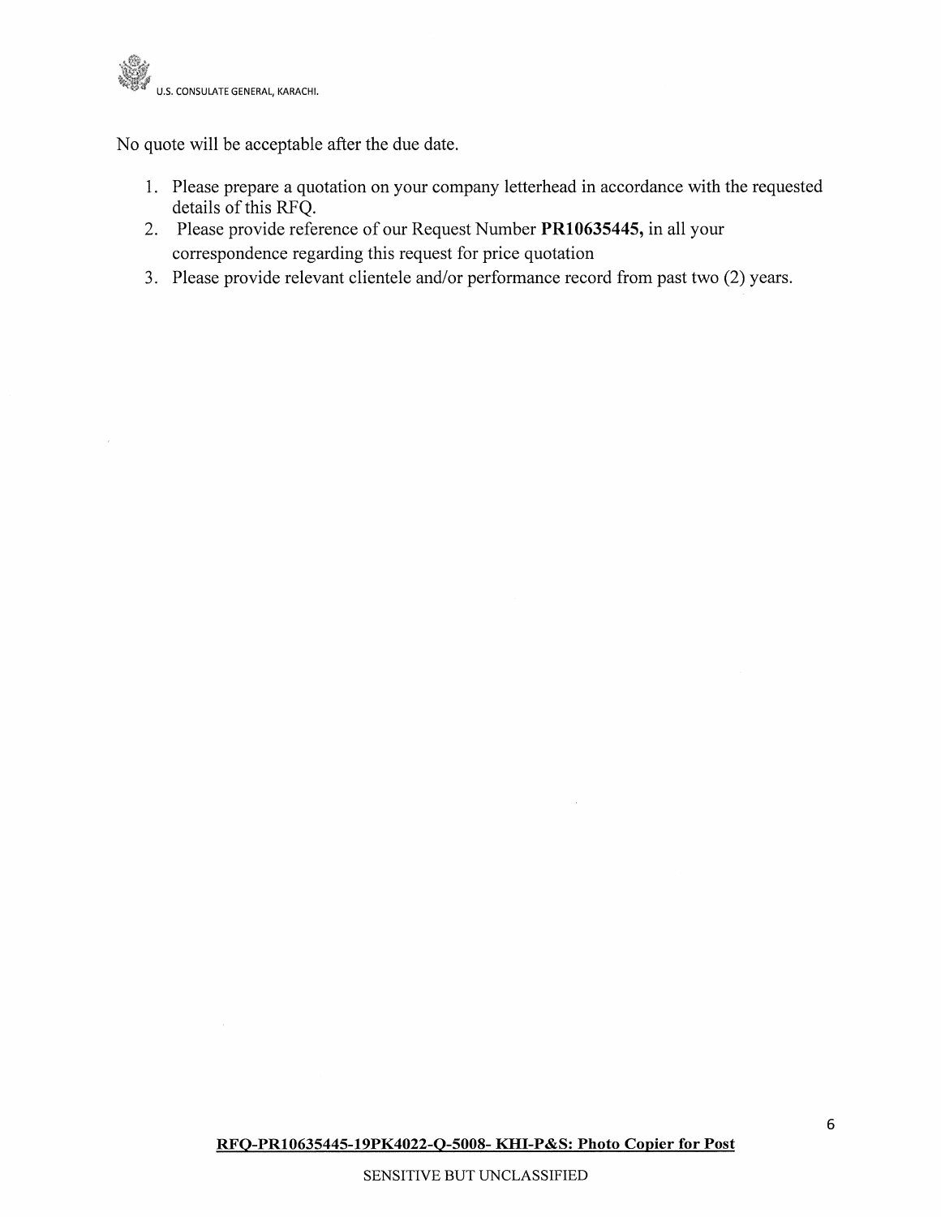No quote will be acceptable after the due date.

1. Please prepare a quotation on your company letterhead in accordance with the requested details of this RFQ.
2. Please provide reference of our Request Number **PR10635445,** in all your correspondence regarding this request for price quotation
3. Please provide relevant clientele and/or performance record from past two (2) years.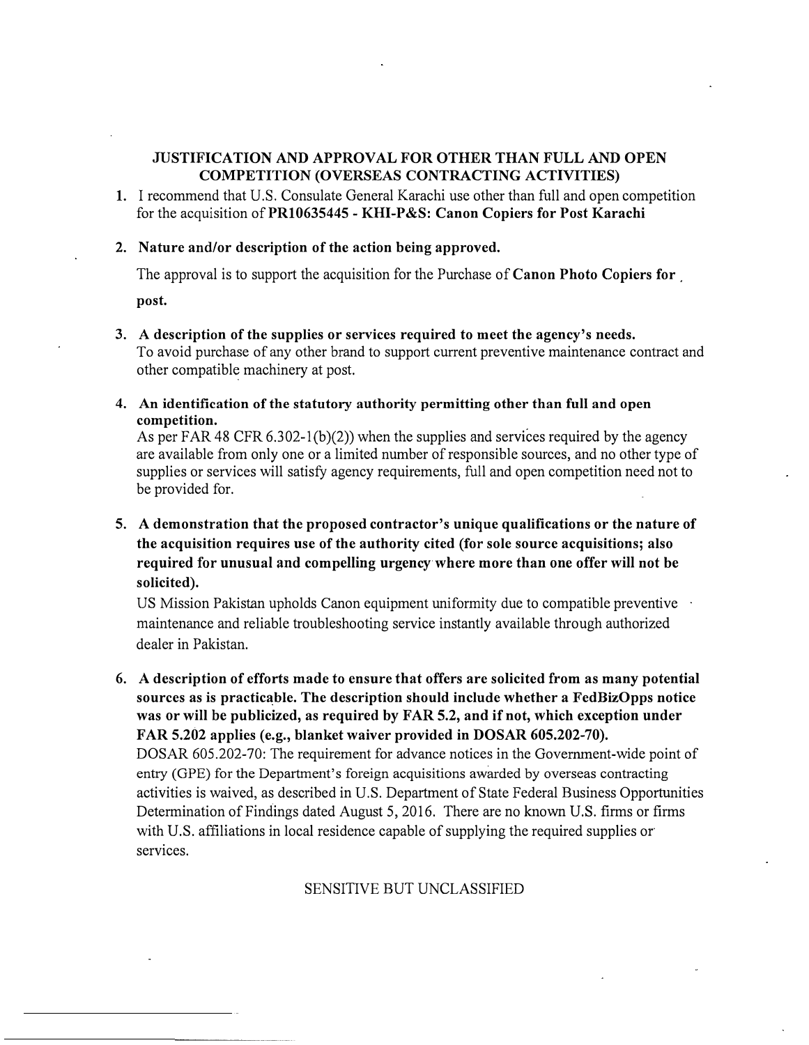## JUSTIFICATION AND APPROVAL FOR OTHER THAN FULL AND OPEN COMPETITION (OVERSEAS CONTRACTING ACTIVITIES)

1. I recommend that U.S. Consulate General Karachi use other than full and open competition for the acquisition of **PR10635445 - KHI-P&S: Canon Copiers for Post Karachi**

2. **Nature and/or description of the action being approved.**

   The approval is to support the acquisition for the Purchase of **Canon Photo Copiers for post.**

3. **A description of the supplies or services required to meet the agency's needs.**
   To avoid purchase of any other brand to support current preventive maintenance contract and other compatible machinery at post.

4. **An identification of the statutory authority permitting other than full and open competition.**
   As per FAR 48 CFR 6.302-1(b)(2)) when the supplies and services required by the agency are available from only one or a limited number of responsible sources, and no other type of supplies or services will satisfy agency requirements, full and open competition need not to be provided for.

5. **A demonstration that the proposed contractor's unique qualifications or the nature of the acquisition requires use of the authority cited (for sole source acquisitions; also required for unusual and compelling urgency where more than one offer will not be solicited).**
   US Mission Pakistan upholds Canon equipment uniformity due to compatible preventive maintenance and reliable troubleshooting service instantly available through authorized dealer in Pakistan.

6. **A description of efforts made to ensure that offers are solicited from as many potential sources as is practicable. The description should include whether a FedBizOpps notice was or will be publicized, as required by FAR 5.2, and if not, which exception under FAR 5.202 applies (e.g., blanket waiver provided in DOSAR 605.202-70).**
   DOSAR 605.202-70: The requirement for advance notices in the Government-wide point of entry (GPE) for the Department's foreign acquisitions awarded by overseas contracting activities is waived, as described in U.S. Department of State Federal Business Opportunities Determination of Findings dated August 5, 2016. There are no known U.S. firms or firms with U.S. affiliations in local residence capable of supplying the required supplies or services.

SENSITIVE BUT UNCLASSIFIED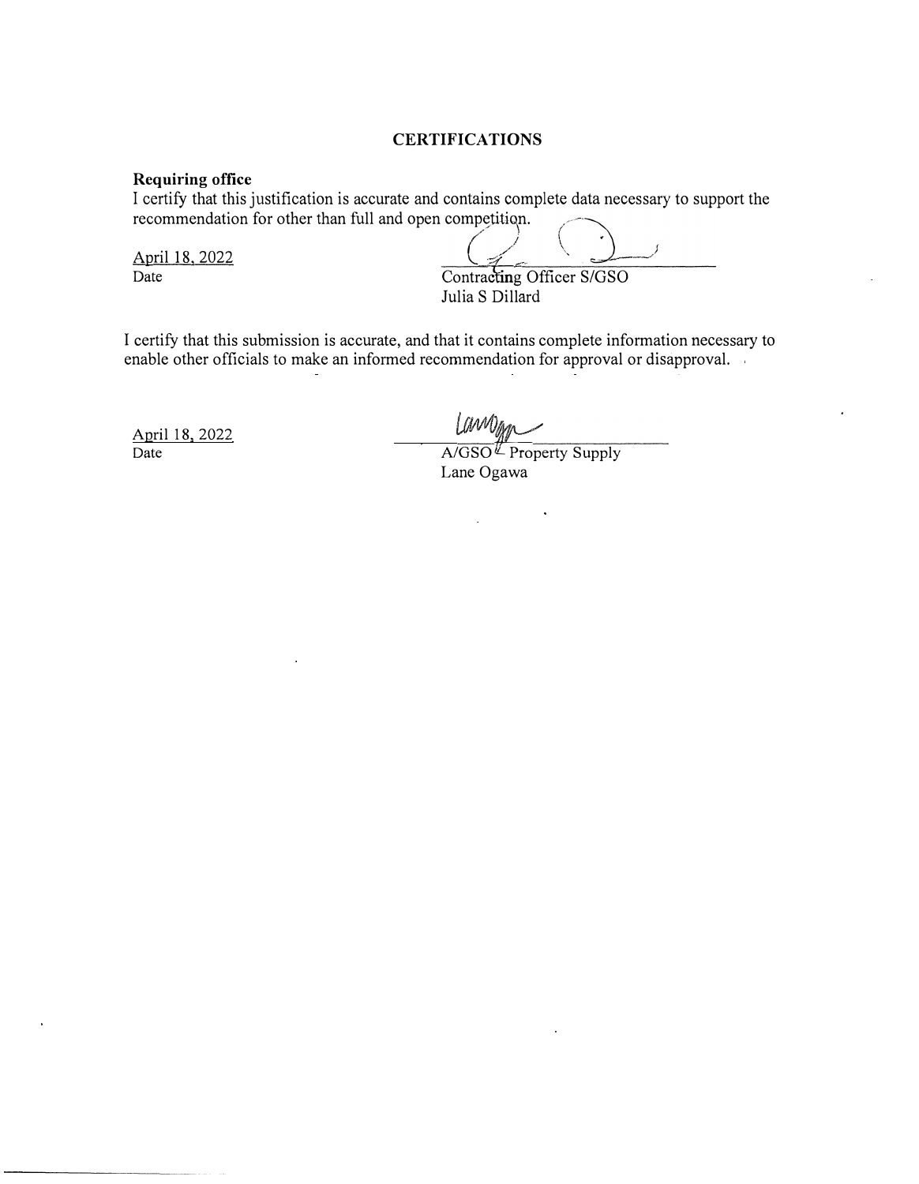## CERTIFICATIONS

**Requiring office**

I certify that this justification is accurate and contains complete data necessary to support the recommendation for other than full and open competition.

April 18, 2022
Date

Contracting Officer S/GSO
Julia S Dillard

I certify that this submission is accurate, and that it contains complete information necessary to enable other officials to make an informed recommendation for approval or disapproval.

April 18, 2022
Date

A/GSO – Property Supply
Lane Ogawa